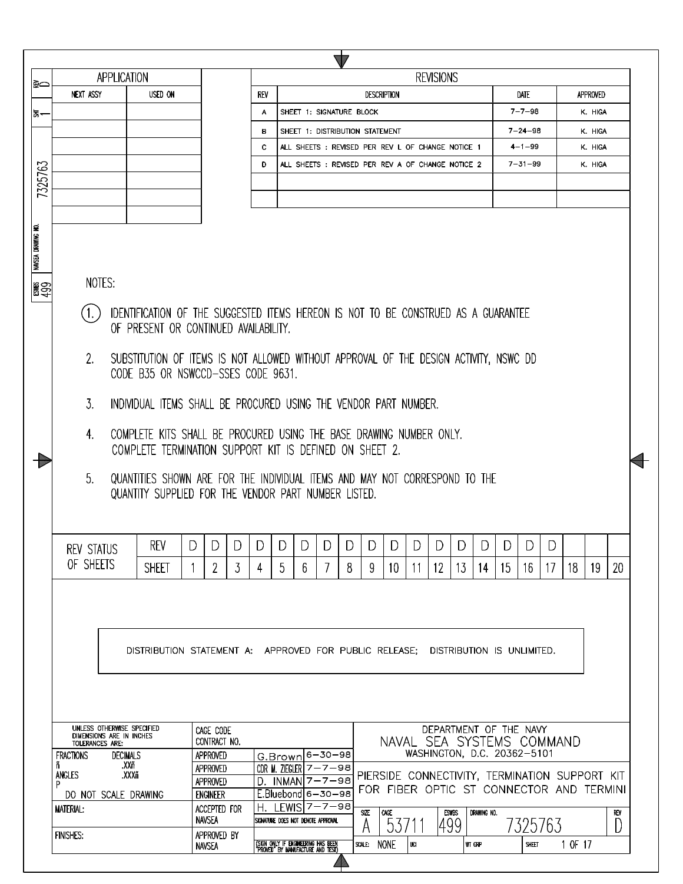| APPLICATION | |
|---|---|
| NEXT ASSY | USED ON |
| | |
| | |
| | |
| | |
| | |
| | |
| | |

## REVISIONS

| REV | DESCRIPTION | DATE | APPROVED |
|---|---|---|---|
| A | SHEET 1: SIGNATURE BLOCK | 7-7-98 | K. HIGA |
| B | SHEET 1: DISTRIBUTION STATEMENT | 7-24-98 | K. HIGA |
| C | ALL SHEETS : REVISED PER REV L OF CHANGE NOTICE 1 | 4-1-99 | K. HIGA |
| D | ALL SHEETS : REVISED PER REV A OF CHANGE NOTICE 2 | 7-31-99 | K. HIGA |
| | | | |
| | | | |

REV D | SHT 1 | 7325763 | NAVSEA DRAWING NO. | ESWBS 499

NOTES:

1. IDENTIFICATION OF THE SUGGESTED ITEMS HEREON IS NOT TO BE CONSTRUED AS A GUARANTEE OF PRESENT OR CONTINUED AVAILABILITY.
2. SUBSTITUTION OF ITEMS IS NOT ALLOWED WITHOUT APPROVAL OF THE DESIGN ACTIVITY, NSWC DD CODE B35 OR NSWCCD-SSES CODE 9631.
3. INDIVIDUAL ITEMS SHALL BE PROCURED USING THE VENDOR PART NUMBER.
4. COMPLETE KITS SHALL BE PROCURED USING THE BASE DRAWING NUMBER ONLY. COMPLETE TERMINATION SUPPORT KIT IS DEFINED ON SHEET 2.
5. QUANTITIES SHOWN ARE FOR THE INDIVIDUAL ITEMS AND MAY NOT CORRESPOND TO THE QUANTITY SUPPLIED FOR THE VENDOR PART NUMBER LISTED.

| REV STATUS OF SHEETS | REV | D | D | D | D | D | D | D | D | D | D | D | D | D | D | D | D | D | | | |
|---|---|---|---|---|---|---|---|---|---|---|---|---|---|---|---|---|---|---|---|---|---|
| | SHEET | 1 | 2 | 3 | 4 | 5 | 6 | 7 | 8 | 9 | 10 | 11 | 12 | 13 | 14 | 15 | 16 | 17 | 18 | 19 | 20 |

DISTRIBUTION STATEMENT A: APPROVED FOR PUBLIC RELEASE; DISTRIBUTION IS UNLIMITED.

| UNLESS OTHERWISE SPECIFIED DIMENSIONS ARE IN INCHES TOLERANCES ARE: | CAGE CODE CONTRACT NO. | | |
|---|---|---|---|
| FRACTIONS ñ / DECIMALS .XXñ .XXXñ / ANGLES P | APPROVED | G.Brown | 6-30-98 |
| | APPROVED | CDR M. ZIEGLER | 7-7-98 |
| | APPROVED | D. INMAN | 7-7-98 |
| DO NOT SCALE DRAWING | ENGINEER | E.Bluebond | 6-30-98 |
| MATERIAL: | ACCEPTED FOR NAVSEA | H. LEWIS | 7-7-98 |
| | | SIGNATURE DOES NOT DENOTE APPROVAL | |
| FINISHES: | APPROVED BY NAVSEA | (SIGN ONLY IF ENGINEERING HAS BEEN "PROVED" BY MANUFACTURE AND TEST) | |

DEPARTMENT OF THE NAVY
NAVAL SEA SYSTEMS COMMAND
WASHINGTON, D.C. 20362-5101

PIERSIDE CONNECTIVITY, TERMINATION SUPPORT KIT FOR FIBER OPTIC ST CONNECTOR AND TERMINI

| SIZE | CAGE | ESWBS | DRAWING NO. | REV |
|---|---|---|---|---|
| A | 53711 | 499 | 7325763 | D |

SCALE: NONE | UCI | WT GRP | SHEET 1 OF 17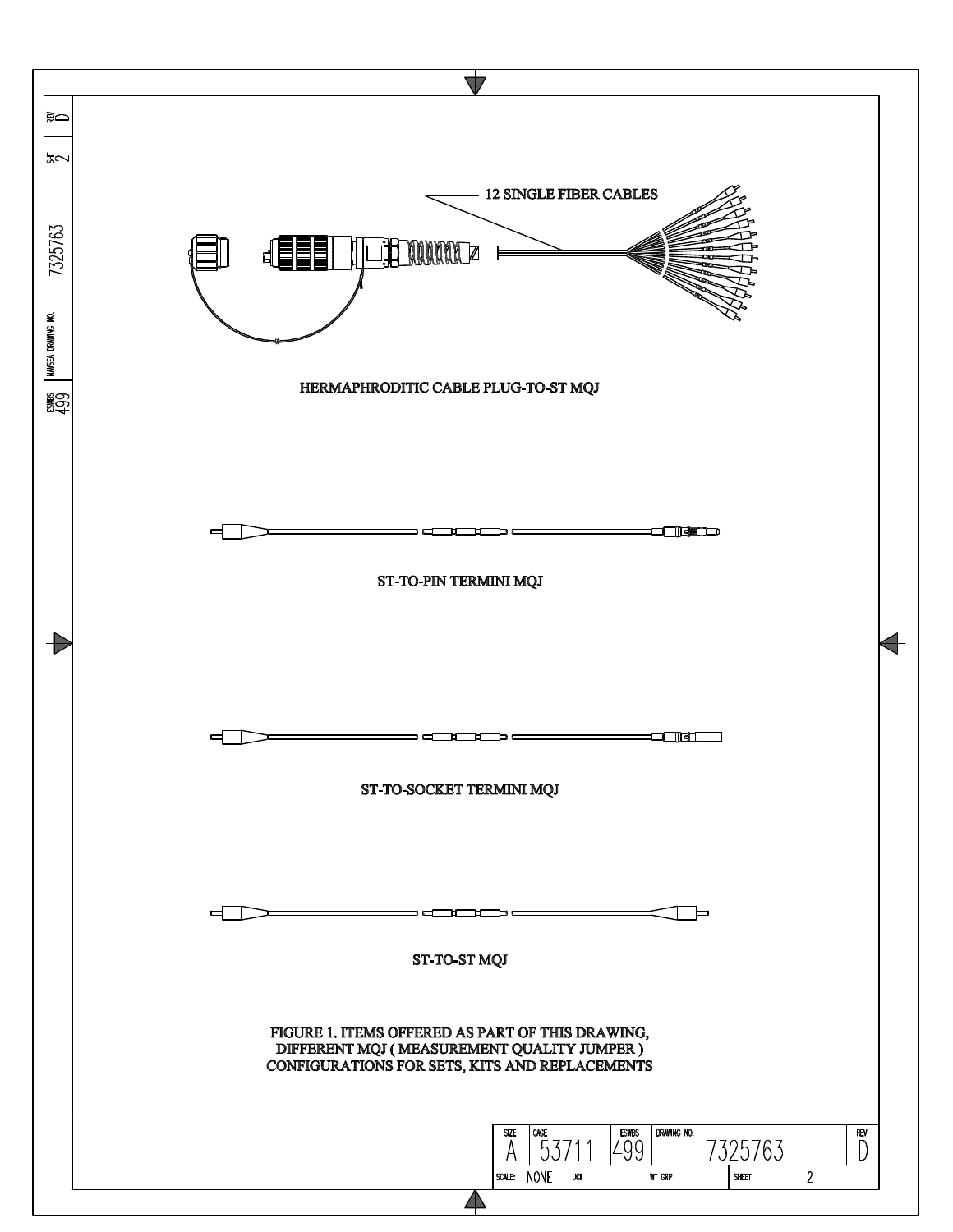12 SINGLE FIBER CABLES

HERMAPHRODITIC CABLE PLUG-TO-ST MQJ

ST-TO-PIN TERMINI MQJ

ST-TO-SOCKET TERMINI MQJ

ST-TO-ST MQJ

FIGURE 1. ITEMS OFFERED AS PART OF THIS DRAWING, DIFFERENT MQJ ( MEASUREMENT QUALITY JUMPER ) CONFIGURATIONS FOR SETS, KITS AND REPLACEMENTS

| SIZE | CAGE | ESWBS | DRAWING NO. | REV |
|---|---|---|---|---|
| A | 53711 | 499 | 7325763 | D |
| SCALE: NONE | UCI | WT GRP | SHEET 2 | |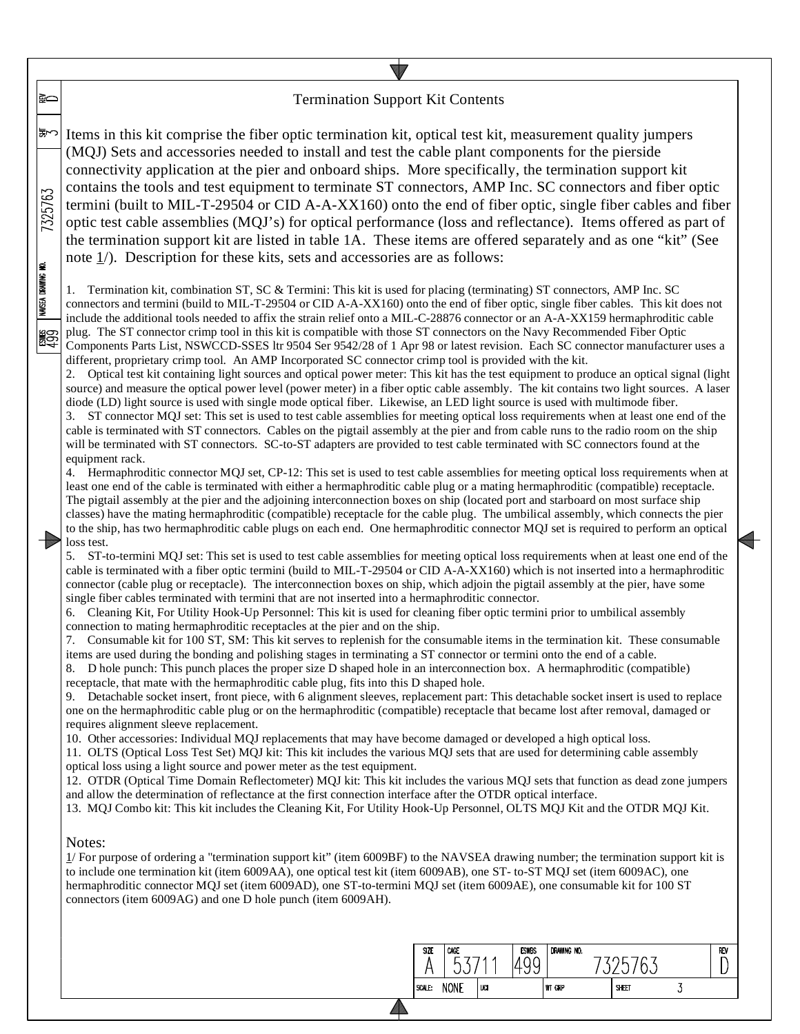# Termination Support Kit Contents

Items in this kit comprise the fiber optic termination kit, optical test kit, measurement quality jumpers (MQJ) Sets and accessories needed to install and test the cable plant components for the pierside connectivity application at the pier and onboard ships. More specifically, the termination support kit contains the tools and test equipment to terminate ST connectors, AMP Inc. SC connectors and fiber optic termini (built to MIL-T-29504 or CID A-A-XX160) onto the end of fiber optic, single fiber cables and fiber optic test cable assemblies (MQJ's) for optical performance (loss and reflectance). Items offered as part of the termination support kit are listed in table 1A. These items are offered separately and as one "kit" (See note 1/). Description for these kits, sets and accessories are as follows:

1. Termination kit, combination ST, SC & Termini: This kit is used for placing (terminating) ST connectors, AMP Inc. SC connectors and termini (build to MIL-T-29504 or CID A-A-XX160) onto the end of fiber optic, single fiber cables. This kit does not include the additional tools needed to affix the strain relief onto a MIL-C-28876 connector or an A-A-XX159 hermaphroditic cable plug. The ST connector crimp tool in this kit is compatible with those ST connectors on the Navy Recommended Fiber Optic Components Parts List, NSWCCD-SSES ltr 9504 Ser 9542/28 of 1 Apr 98 or latest revision. Each SC connector manufacturer uses a different, proprietary crimp tool. An AMP Incorporated SC connector crimp tool is provided with the kit.
2. Optical test kit containing light sources and optical power meter: This kit has the test equipment to produce an optical signal (light source) and measure the optical power level (power meter) in a fiber optic cable assembly. The kit contains two light sources. A laser diode (LD) light source is used with single mode optical fiber. Likewise, an LED light source is used with multimode fiber.
3. ST connector MQJ set: This set is used to test cable assemblies for meeting optical loss requirements when at least one end of the cable is terminated with ST connectors. Cables on the pigtail assembly at the pier and from cable runs to the radio room on the ship will be terminated with ST connectors. SC-to-ST adapters are provided to test cable terminated with SC connectors found at the equipment rack.
4. Hermaphroditic connector MQJ set, CP-12: This set is used to test cable assemblies for meeting optical loss requirements when at least one end of the cable is terminated with either a hermaphroditic cable plug or a mating hermaphroditic (compatible) receptacle. The pigtail assembly at the pier and the adjoining interconnection boxes on ship (located port and starboard on most surface ship classes) have the mating hermaphroditic (compatible) receptacle for the cable plug. The umbilical assembly, which connects the pier to the ship, has two hermaphroditic cable plugs on each end. One hermaphroditic connector MQJ set is required to perform an optical loss test.
5. ST-to-termini MQJ set: This set is used to test cable assemblies for meeting optical loss requirements when at least one end of the cable is terminated with a fiber optic termini (build to MIL-T-29504 or CID A-A-XX160) which is not inserted into a hermaphroditic connector (cable plug or receptacle). The interconnection boxes on ship, which adjoin the pigtail assembly at the pier, have some single fiber cables terminated with termini that are not inserted into a hermaphroditic connector.
6. Cleaning Kit, For Utility Hook-Up Personnel: This kit is used for cleaning fiber optic termini prior to umbilical assembly connection to mating hermaphroditic receptacles at the pier and on the ship.
7. Consumable kit for 100 ST, SM: This kit serves to replenish for the consumable items in the termination kit. These consumable items are used during the bonding and polishing stages in terminating a ST connector or termini onto the end of a cable.
8. D hole punch: This punch places the proper size D shaped hole in an interconnection box. A hermaphroditic (compatible) receptacle, that mate with the hermaphroditic cable plug, fits into this D shaped hole.
9. Detachable socket insert, front piece, with 6 alignment sleeves, replacement part: This detachable socket insert is used to replace one on the hermaphroditic cable plug or on the hermaphroditic (compatible) receptacle that became lost after removal, damaged or requires alignment sleeve replacement.
10. Other accessories: Individual MQJ replacements that may have become damaged or developed a high optical loss.
11. OLTS (Optical Loss Test Set) MQJ kit: This kit includes the various MQJ sets that are used for determining cable assembly optical loss using a light source and power meter as the test equipment.
12. OTDR (Optical Time Domain Reflectometer) MQJ kit: This kit includes the various MQJ sets that function as dead zone jumpers and allow the determination of reflectance at the first connection interface after the OTDR optical interface.
13. MQJ Combo kit: This kit includes the Cleaning Kit, For Utility Hook-Up Personnel, OLTS MQJ Kit and the OTDR MQJ Kit.

Notes:

1/ For purpose of ordering a "termination support kit" (item 6009BF) to the NAVSEA drawing number; the termination support kit is to include one termination kit (item 6009AA), one optical test kit (item 6009AB), one ST- to-ST MQJ set (item 6009AC), one hermaphroditic connector MQJ set (item 6009AD), one ST-to-termini MQJ set (item 6009AE), one consumable kit for 100 ST connectors (item 6009AG) and one D hole punch (item 6009AH).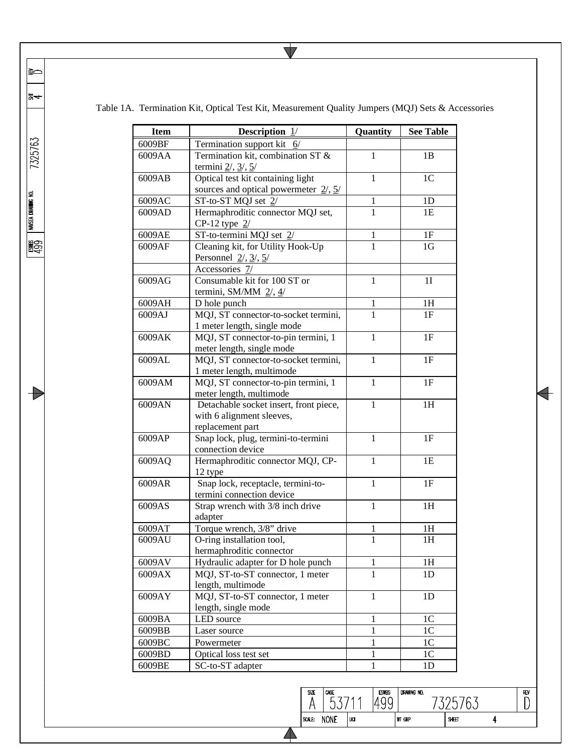Table 1A. Termination Kit, Optical Test Kit, Measurement Quality Jumpers (MQJ) Sets & Accessories

| Item | Description 1/ | Quantity | See Table |
|---|---|---|---|
| 6009BF | Termination support kit 6/ | | |
| 6009AA | Termination kit, combination ST & termini 2/, 3/, 5/ | 1 | 1B |
| 6009AB | Optical test kit containing light sources and optical powermeter 2/, 5/ | 1 | 1C |
| 6009AC | ST-to-ST MQJ set 2/ | 1 | 1D |
| 6009AD | Hermaphroditic connector MQJ set, CP-12 type 2/ | 1 | 1E |
| 6009AE | ST-to-termini MQJ set 2/ | 1 | 1F |
| 6009AF | Cleaning kit, for Utility Hook-Up Personnel 2/, 3/, 5/ | 1 | 1G |
| | Accessories 7/ | | |
| 6009AG | Consumable kit for 100 ST or termini, SM/MM 2/, 4/ | 1 | 1I |
| 6009AH | D hole punch | 1 | 1H |
| 6009AJ | MQJ, ST connector-to-socket termini, 1 meter length, single mode | 1 | 1F |
| 6009AK | MQJ, ST connector-to-pin termini, 1 meter length, single mode | 1 | 1F |
| 6009AL | MQJ, ST connector-to-socket termini, 1 meter length, multimode | 1 | 1F |
| 6009AM | MQJ, ST connector-to-pin termini, 1 meter length, multimode | 1 | 1F |
| 6009AN | Detachable socket insert, front piece, with 6 alignment sleeves, replacement part | 1 | 1H |
| 6009AP | Snap lock, plug, termini-to-termini connection device | 1 | 1F |
| 6009AQ | Hermaphroditic connector MQJ, CP-12 type | 1 | 1E |
| 6009AR | Snap lock, receptacle, termini-to-termini connection device | 1 | 1F |
| 6009AS | Strap wrench with 3/8 inch drive adapter | 1 | 1H |
| 6009AT | Torque wrench, 3/8" drive | 1 | 1H |
| 6009AU | O-ring installation tool, hermaphroditic connector | 1 | 1H |
| 6009AV | Hydraulic adapter for D hole punch | 1 | 1H |
| 6009AX | MQJ, ST-to-ST connector, 1 meter length, multimode | 1 | 1D |
| 6009AY | MQJ, ST-to-ST connector, 1 meter length, single mode | 1 | 1D |
| 6009BA | LED source | 1 | 1C |
| 6009BB | Laser source | 1 | 1C |
| 6009BC | Powermeter | 1 | 1C |
| 6009BD | Optical loss test set | 1 | 1C |
| 6009BE | SC-to-ST adapter | 1 | 1D |

| SIZE | CAGE | ESWBS | DRAWING NO. | REV |
|---|---|---|---|---|
| A | 53711 | 499 | 7325763 | D |
| SCALE: NONE | UCI | | WT GRP | SHEET 4 |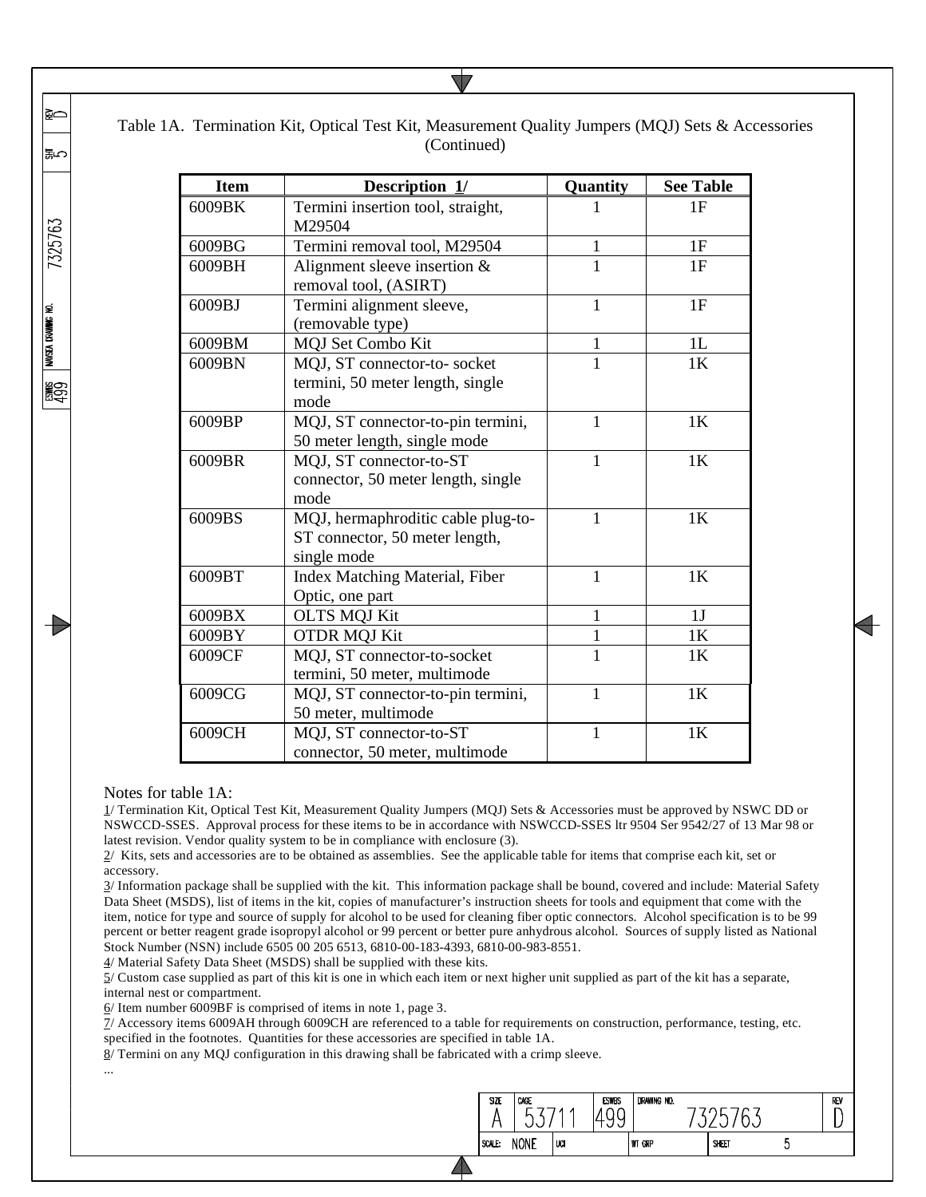Table 1A. Termination Kit, Optical Test Kit, Measurement Quality Jumpers (MQJ) Sets & Accessories (Continued)

| Item | Description 1/ | Quantity | See Table |
|---|---|---|---|
| 6009BK | Termini insertion tool, straight, M29504 | 1 | 1F |
| 6009BG | Termini removal tool, M29504 | 1 | 1F |
| 6009BH | Alignment sleeve insertion & removal tool, (ASIRT) | 1 | 1F |
| 6009BJ | Termini alignment sleeve, (removable type) | 1 | 1F |
| 6009BM | MQJ Set Combo Kit | 1 | 1L |
| 6009BN | MQJ, ST connector-to- socket termini, 50 meter length, single mode | 1 | 1K |
| 6009BP | MQJ, ST connector-to-pin termini, 50 meter length, single mode | 1 | 1K |
| 6009BR | MQJ, ST connector-to-ST connector, 50 meter length, single mode | 1 | 1K |
| 6009BS | MQJ, hermaphroditic cable plug-to-ST connector, 50 meter length, single mode | 1 | 1K |
| 6009BT | Index Matching Material, Fiber Optic, one part | 1 | 1K |
| 6009BX | OLTS MQJ Kit | 1 | 1J |
| 6009BY | OTDR MQJ Kit | 1 | 1K |
| 6009CF | MQJ, ST connector-to-socket termini, 50 meter, multimode | 1 | 1K |
| 6009CG | MQJ, ST connector-to-pin termini, 50 meter, multimode | 1 | 1K |
| 6009CH | MQJ, ST connector-to-ST connector, 50 meter, multimode | 1 | 1K |

Notes for table 1A:

1/ Termination Kit, Optical Test Kit, Measurement Quality Jumpers (MQJ) Sets & Accessories must be approved by NSWC DD or NSWCCD-SSES. Approval process for these items to be in accordance with NSWCCD-SSES ltr 9504 Ser 9542/27 of 13 Mar 98 or latest revision. Vendor quality system to be in compliance with enclosure (3).

2/ Kits, sets and accessories are to be obtained as assemblies. See the applicable table for items that comprise each kit, set or accessory.

3/ Information package shall be supplied with the kit. This information package shall be bound, covered and include: Material Safety Data Sheet (MSDS), list of items in the kit, copies of manufacturer's instruction sheets for tools and equipment that come with the item, notice for type and source of supply for alcohol to be used for cleaning fiber optic connectors. Alcohol specification is to be 99 percent or better reagent grade isopropyl alcohol or 99 percent or better pure anhydrous alcohol. Sources of supply listed as National Stock Number (NSN) include 6505 00 205 6513, 6810-00-183-4393, 6810-00-983-8551.

4/ Material Safety Data Sheet (MSDS) shall be supplied with these kits.

5/ Custom case supplied as part of this kit is one in which each item or next higher unit supplied as part of the kit has a separate, internal nest or compartment.

6/ Item number 6009BF is comprised of items in note 1, page 3.

7/ Accessory items 6009AH through 6009CH are referenced to a table for requirements on construction, performance, testing, etc. specified in the footnotes. Quantities for these accessories are specified in table 1A.

8/ Termini on any MQJ configuration in this drawing shall be fabricated with a crimp sleeve.

...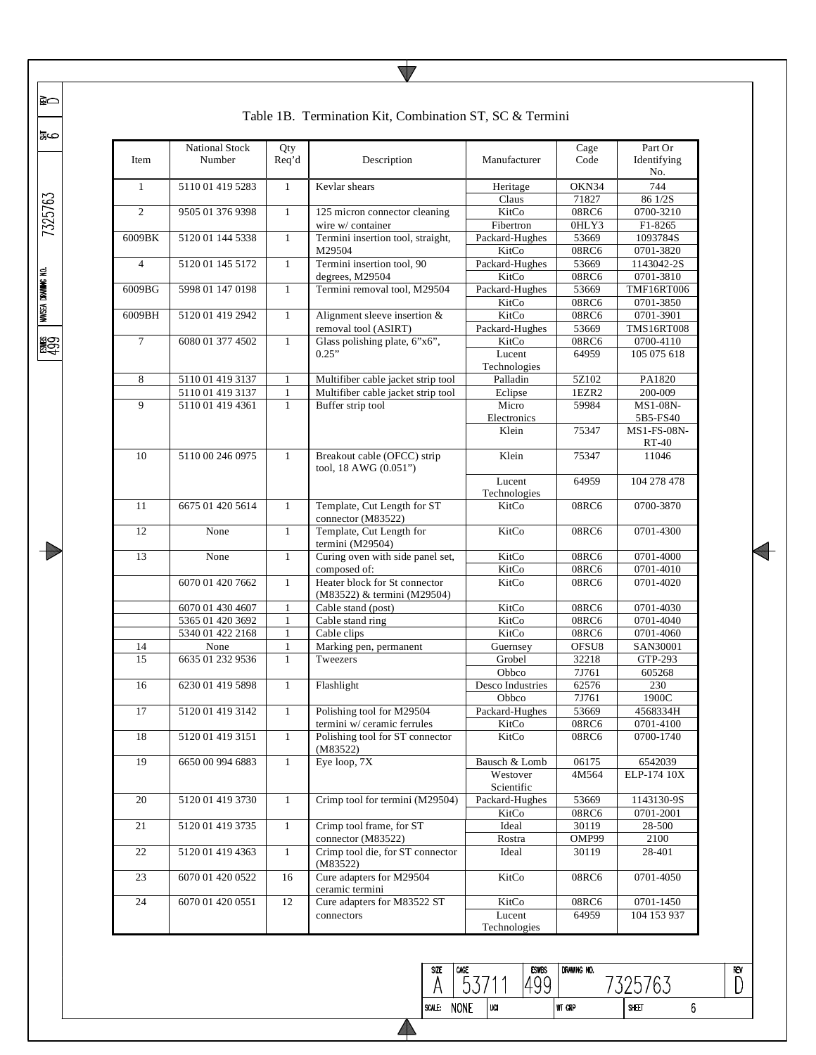Table 1B. Termination Kit, Combination ST, SC & Termini

| Item | National Stock Number | Qty Req'd | Description | Manufacturer | Cage Code | Part Or Identifying No. |
|---|---|---|---|---|---|---|
| 1 | 5110 01 419 5283 | 1 | Kevlar shears | Heritage | OKN34 | 744 |
| | | | | Claus | 71827 | 86 1/2S |
| 2 | 9505 01 376 9398 | 1 | 125 micron connector cleaning wire w/ container | KitCo | 08RC6 | 0700-3210 |
| | | | | Fibertron | 0HLY3 | F1-8265 |
| 6009BK | 5120 01 144 5338 | 1 | Termini insertion tool, straight, M29504 | Packard-Hughes | 53669 | 1093784S |
| | | | | KitCo | 08RC6 | 0701-3820 |
| 4 | 5120 01 145 5172 | 1 | Termini insertion tool, 90 degrees, M29504 | Packard-Hughes | 53669 | 1143042-2S |
| | | | | KitCo | 08RC6 | 0701-3810 |
| 6009BG | 5998 01 147 0198 | 1 | Termini removal tool, M29504 | Packard-Hughes | 53669 | TMF16RT006 |
| | | | | KitCo | 08RC6 | 0701-3850 |
| 6009BH | 5120 01 419 2942 | 1 | Alignment sleeve insertion & removal tool (ASIRT) | KitCo | 08RC6 | 0701-3901 |
| | | | | Packard-Hughes | 53669 | TMS16RT008 |
| 7 | 6080 01 377 4502 | 1 | Glass polishing plate, 6"x6", 0.25" | KitCo | 08RC6 | 0700-4110 |
| | | | | Lucent Technologies | 64959 | 105 075 618 |
| 8 | 5110 01 419 3137 | 1 | Multifiber cable jacket strip tool | Palladin | 5Z102 | PA1820 |
| | 5110 01 419 3137 | 1 | Multifiber cable jacket strip tool | Eclipse | 1EZR2 | 200-009 |
| 9 | 5110 01 419 4361 | 1 | Buffer strip tool | Micro Electronics | 59984 | MS1-08N-5B5-FS40 |
| | | | | Klein | 75347 | MS1-FS-08N-RT-40 |
| 10 | 5110 00 246 0975 | 1 | Breakout cable (OFCC) strip tool, 18 AWG (0.051") | Klein | 75347 | 11046 |
| | | | | Lucent Technologies | 64959 | 104 278 478 |
| 11 | 6675 01 420 5614 | 1 | Template, Cut Length for ST connector (M83522) | KitCo | 08RC6 | 0700-3870 |
| 12 | None | 1 | Template, Cut Length for termini (M29504) | KitCo | 08RC6 | 0701-4300 |
| 13 | None | 1 | Curing oven with side panel set, composed of: | KitCo | 08RC6 | 0701-4000 |
| | | | | KitCo | 08RC6 | 0701-4010 |
| | 6070 01 420 7662 | 1 | Heater block for St connector (M83522) & termini (M29504) | KitCo | 08RC6 | 0701-4020 |
| | 6070 01 430 4607 | 1 | Cable stand (post) | KitCo | 08RC6 | 0701-4030 |
| | 5365 01 420 3692 | 1 | Cable stand ring | KitCo | 08RC6 | 0701-4040 |
| | 5340 01 422 2168 | 1 | Cable clips | KitCo | 08RC6 | 0701-4060 |
| 14 | None | 1 | Marking pen, permanent | Guernsey | OFSU8 | SAN30001 |
| 15 | 6635 01 232 9536 | 1 | Tweezers | Grobel | 32218 | GTP-293 |
| | | | | Obbco | 7J761 | 605268 |
| 16 | 6230 01 419 5898 | 1 | Flashlight | Desco Industries | 62576 | 230 |
| | | | | Obbco | 7J761 | 1900C |
| 17 | 5120 01 419 3142 | 1 | Polishing tool for M29504 termini w/ ceramic ferrules | Packard-Hughes | 53669 | 4568334H |
| | | | | KitCo | 08RC6 | 0701-4100 |
| 18 | 5120 01 419 3151 | 1 | Polishing tool for ST connector (M83522) | KitCo | 08RC6 | 0700-1740 |
| 19 | 6650 00 994 6883 | 1 | Eye loop, 7X | Bausch & Lomb | 06175 | 6542039 |
| | | | | Westover Scientific | 4M564 | ELP-174 10X |
| 20 | 5120 01 419 3730 | 1 | Crimp tool for termini (M29504) | Packard-Hughes | 53669 | 1143130-9S |
| | | | | KitCo | 08RC6 | 0701-2001 |
| 21 | 5120 01 419 3735 | 1 | Crimp tool frame, for ST connector (M83522) | Ideal | 30119 | 28-500 |
| | | | | Rostra | OMP99 | 2100 |
| 22 | 5120 01 419 4363 | 1 | Crimp tool die, for ST connector (M83522) | Ideal | 30119 | 28-401 |
| 23 | 6070 01 420 0522 | 16 | Cure adapters for M29504 ceramic termini | KitCo | 08RC6 | 0701-4050 |
| 24 | 6070 01 420 0551 | 12 | Cure adapters for M83522 ST connectors | KitCo | 08RC6 | 0701-1450 |
| | | | | Lucent Technologies | 64959 | 104 153 937 |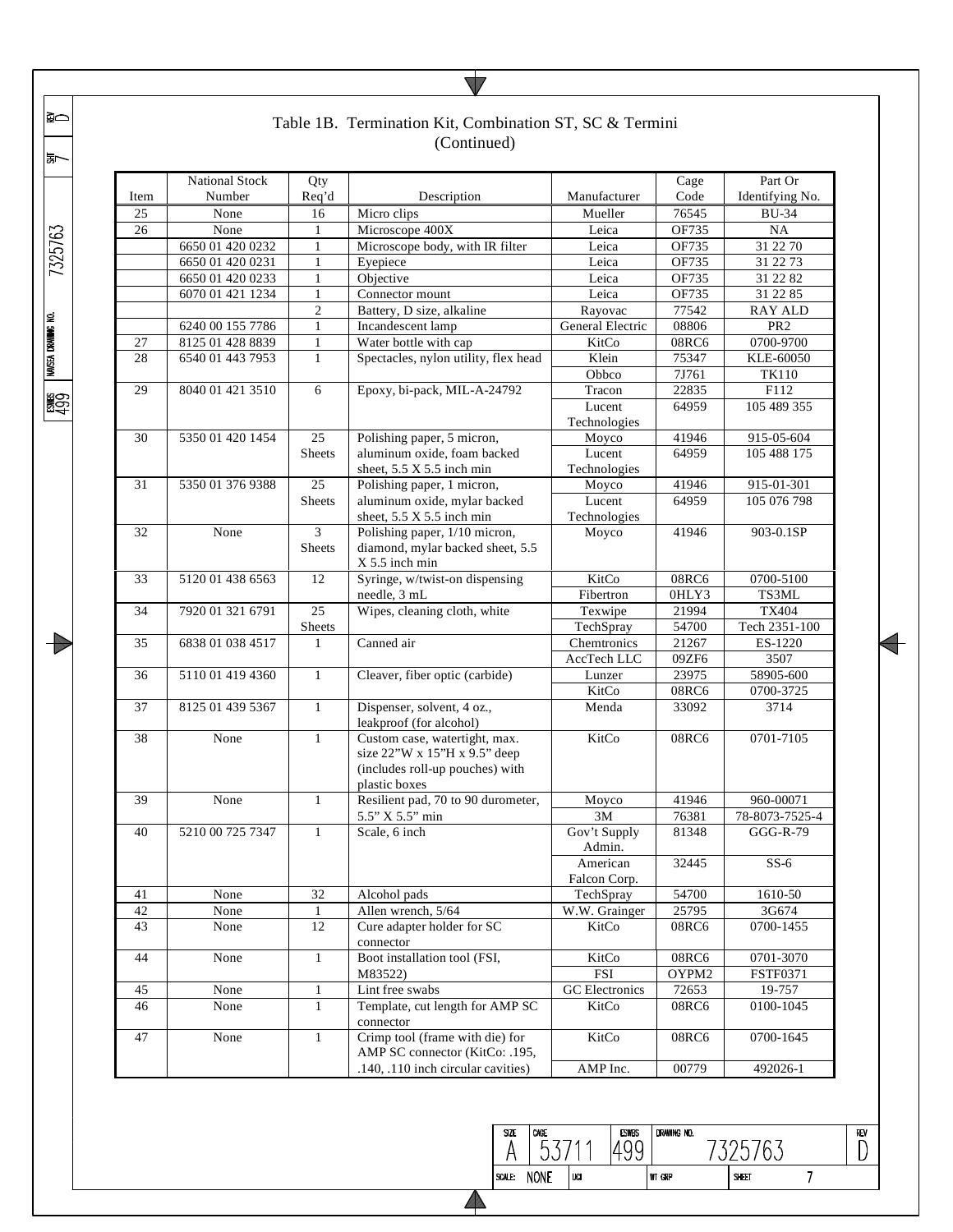## Table 1B. Termination Kit, Combination ST, SC & Termini (Continued)

| Item | National Stock Number | Qty Req'd | Description | Manufacturer | Cage Code | Part Or Identifying No. |
|---|---|---|---|---|---|---|
| 25 | None | 16 | Micro clips | Mueller | 76545 | BU-34 |
| 26 | None | 1 | Microscope 400X | Leica | OF735 | NA |
| | 6650 01 420 0232 | 1 | Microscope body, with IR filter | Leica | OF735 | 31 22 70 |
| | 6650 01 420 0231 | 1 | Eyepiece | Leica | OF735 | 31 22 73 |
| | 6650 01 420 0233 | 1 | Objective | Leica | OF735 | 31 22 82 |
| | 6070 01 421 1234 | 1 | Connector mount | Leica | OF735 | 31 22 85 |
| | | 2 | Battery, D size, alkaline | Rayovac | 77542 | RAY ALD |
| | 6240 00 155 7786 | 1 | Incandescent lamp | General Electric | 08806 | PR2 |
| 27 | 8125 01 428 8839 | 1 | Water bottle with cap | KitCo | 08RC6 | 0700-9700 |
| 28 | 6540 01 443 7953 | 1 | Spectacles, nylon utility, flex head | Klein | 75347 | KLE-60050 |
| | | | | Obbco | 7J761 | TK110 |
| 29 | 8040 01 421 3510 | 6 | Epoxy, bi-pack, MIL-A-24792 | Tracon | 22835 | F112 |
| | | | | Lucent Technologies | 64959 | 105 489 355 |
| 30 | 5350 01 420 1454 | 25 Sheets | Polishing paper, 5 micron, aluminum oxide, foam backed sheet, 5.5 X 5.5 inch min | Moyco | 41946 | 915-05-604 |
| | | | | Lucent Technologies | 64959 | 105 488 175 |
| 31 | 5350 01 376 9388 | 25 Sheets | Polishing paper, 1 micron, aluminum oxide, mylar backed sheet, 5.5 X 5.5 inch min | Moyco | 41946 | 915-01-301 |
| | | | | Lucent Technologies | 64959 | 105 076 798 |
| 32 | None | 3 Sheets | Polishing paper, 1/10 micron, diamond, mylar backed sheet, 5.5 X 5.5 inch min | Moyco | 41946 | 903-0.1SP |
| 33 | 5120 01 438 6563 | 12 | Syringe, w/twist-on dispensing needle, 3 mL | KitCo | 08RC6 | 0700-5100 |
| | | | | Fibertron | 0HLY3 | TS3ML |
| 34 | 7920 01 321 6791 | 25 Sheets | Wipes, cleaning cloth, white | Texwipe | 21994 | TX404 |
| | | | | TechSpray | 54700 | Tech 2351-100 |
| 35 | 6838 01 038 4517 | 1 | Canned air | Chemtronics | 21267 | ES-1220 |
| | | | | AccTech LLC | 09ZF6 | 3507 |
| 36 | 5110 01 419 4360 | 1 | Cleaver, fiber optic (carbide) | Lunzer | 23975 | 58905-600 |
| | | | | KitCo | 08RC6 | 0700-3725 |
| 37 | 8125 01 439 5367 | 1 | Dispenser, solvent, 4 oz., leakproof (for alcohol) | Menda | 33092 | 3714 |
| 38 | None | 1 | Custom case, watertight, max. size 22"W x 15"H x 9.5" deep (includes roll-up pouches) with plastic boxes | KitCo | 08RC6 | 0701-7105 |
| 39 | None | 1 | Resilient pad, 70 to 90 durometer, 5.5" X 5.5" min | Moyco | 41946 | 960-00071 |
| | | | | 3M | 76381 | 78-8073-7525-4 |
| 40 | 5210 00 725 7347 | 1 | Scale, 6 inch | Gov't Supply Admin. | 81348 | GGG-R-79 |
| | | | | American Falcon Corp. | 32445 | SS-6 |
| 41 | None | 32 | Alcohol pads | TechSpray | 54700 | 1610-50 |
| 42 | None | 1 | Allen wrench, 5/64 | W.W. Grainger | 25795 | 3G674 |
| 43 | None | 12 | Cure adapter holder for SC connector | KitCo | 08RC6 | 0700-1455 |
| 44 | None | 1 | Boot installation tool (FSI, M83522) | KitCo | 08RC6 | 0701-3070 |
| | | | | FSI | OYPM2 | FSTF0371 |
| 45 | None | 1 | Lint free swabs | GC Electronics | 72653 | 19-757 |
| 46 | None | 1 | Template, cut length for AMP SC connector | KitCo | 08RC6 | 0100-1045 |
| 47 | None | 1 | Crimp tool (frame with die) for AMP SC connector (KitCo: .195, .140, .110 inch circular cavities) | KitCo | 08RC6 | 0700-1645 |
| | | | | AMP Inc. | 00779 | 492026-1 |

| SIZE | CAGE | ESWBS | DRAWING NO. | REV |
|---|---|---|---|---|
| A | 53711 | 499 | 7325763 | D |
| SCALE: NONE | UCI | | WT GRP | SHEET 7 |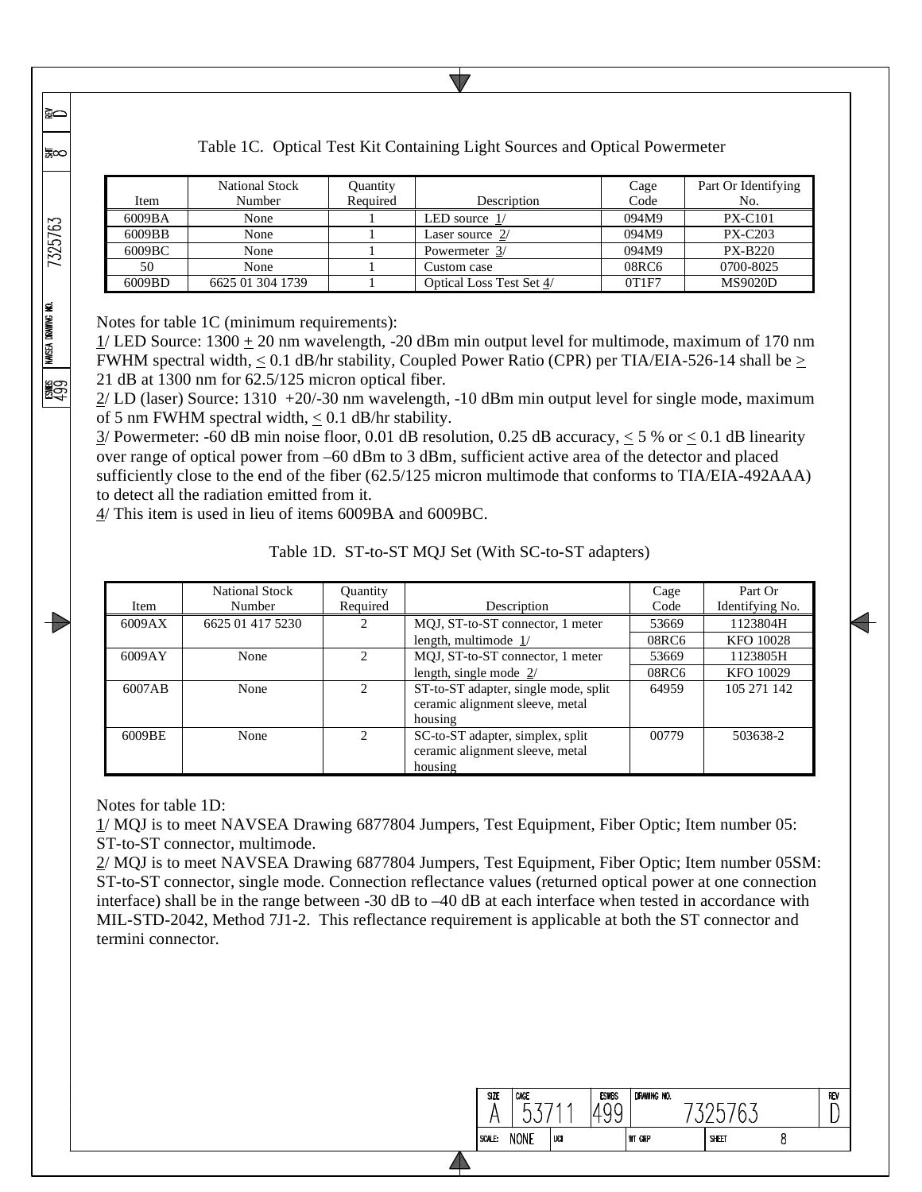Table 1C. Optical Test Kit Containing Light Sources and Optical Powermeter

| Item | National Stock Number | Quantity Required | Description | Cage Code | Part Or Identifying No. |
|---|---|---|---|---|---|
| 6009BA | None | 1 | LED source 1/ | 094M9 | PX-C101 |
| 6009BB | None | 1 | Laser source 2/ | 094M9 | PX-C203 |
| 6009BC | None | 1 | Powermeter 3/ | 094M9 | PX-B220 |
| 50 | None | 1 | Custom case | 08RC6 | 0700-8025 |
| 6009BD | 6625 01 304 1739 | 1 | Optical Loss Test Set 4/ | 0T1F7 | MS9020D |

Notes for table 1C (minimum requirements):
1/ LED Source: 1300 ± 20 nm wavelength, -20 dBm min output level for multimode, maximum of 170 nm FWHM spectral width, ≤ 0.1 dB/hr stability, Coupled Power Ratio (CPR) per TIA/EIA-526-14 shall be ≥ 21 dB at 1300 nm for 62.5/125 micron optical fiber.
2/ LD (laser) Source: 1310 +20/-30 nm wavelength, -10 dBm min output level for single mode, maximum of 5 nm FWHM spectral width, ≤ 0.1 dB/hr stability.
3/ Powermeter: -60 dB min noise floor, 0.01 dB resolution, 0.25 dB accuracy, ≤ 5 % or ≤ 0.1 dB linearity over range of optical power from –60 dBm to 3 dBm, sufficient active area of the detector and placed sufficiently close to the end of the fiber (62.5/125 micron multimode that conforms to TIA/EIA-492AAA) to detect all the radiation emitted from it.
4/ This item is used in lieu of items 6009BA and 6009BC.

Table 1D. ST-to-ST MQJ Set (With SC-to-ST adapters)

| Item | National Stock Number | Quantity Required | Description | Cage Code | Part Or Identifying No. |
|---|---|---|---|---|---|
| 6009AX | 6625 01 417 5230 | 2 | MQJ, ST-to-ST connector, 1 meter length, multimode 1/ | 53669 | 1123804H |
| | | | | 08RC6 | KFO 10028 |
| 6009AY | None | 2 | MQJ, ST-to-ST connector, 1 meter length, single mode 2/ | 53669 | 1123805H |
| | | | | 08RC6 | KFO 10029 |
| 6007AB | None | 2 | ST-to-ST adapter, single mode, split ceramic alignment sleeve, metal housing | 64959 | 105 271 142 |
| 6009BE | None | 2 | SC-to-ST adapter, simplex, split ceramic alignment sleeve, metal housing | 00779 | 503638-2 |

Notes for table 1D:
1/ MQJ is to meet NAVSEA Drawing 6877804 Jumpers, Test Equipment, Fiber Optic; Item number 05: ST-to-ST connector, multimode.
2/ MQJ is to meet NAVSEA Drawing 6877804 Jumpers, Test Equipment, Fiber Optic; Item number 05SM: ST-to-ST connector, single mode. Connection reflectance values (returned optical power at one connection interface) shall be in the range between -30 dB to –40 dB at each interface when tested in accordance with MIL-STD-2042, Method 7J1-2. This reflectance requirement is applicable at both the ST connector and termini connector.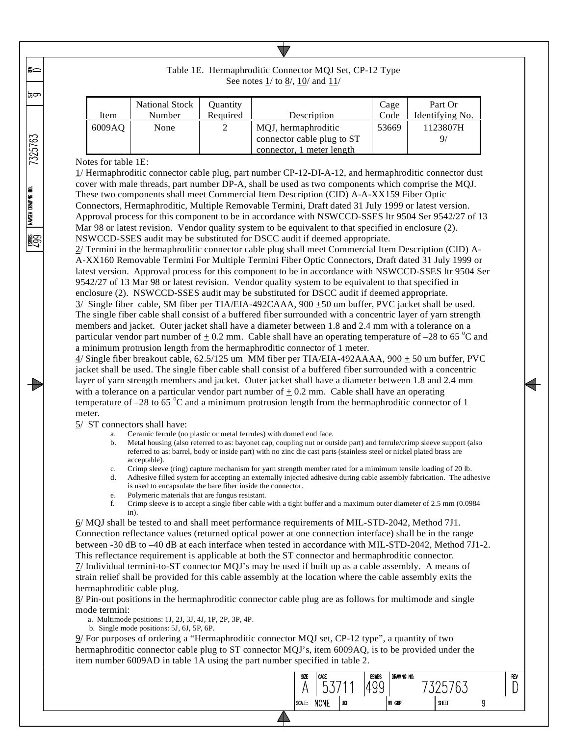Table 1E. Hermaphroditic Connector MQJ Set, CP-12 Type
See notes 1/ to 8/, 10/ and 11/

| Item | National Stock Number | Quantity Required | Description | Cage Code | Part Or Identifying No. |
|---|---|---|---|---|---|
| 6009AQ | None | 2 | MQJ, hermaphroditic connector cable plug to ST connector, 1 meter length | 53669 | 1123807H 9/ |

Notes for table 1E:

1/ Hermaphroditic connector cable plug, part number CP-12-DI-A-12, and hermaphroditic connector dust cover with male threads, part number DP-A, shall be used as two components which comprise the MQJ. These two components shall meet Commercial Item Description (CID) A-A-XX159 Fiber Optic Connectors, Hermaphroditic, Multiple Removable Termini, Draft dated 31 July 1999 or latest version. Approval process for this component to be in accordance with NSWCCD-SSES ltr 9504 Ser 9542/27 of 13 Mar 98 or latest revision. Vendor quality system to be equivalent to that specified in enclosure (2). NSWCCD-SSES audit may be substituted for DSCC audit if deemed appropriate.

2/ Termini in the hermaphroditic connector cable plug shall meet Commercial Item Description (CID) A-A-XX160 Removable Termini For Multiple Termini Fiber Optic Connectors, Draft dated 31 July 1999 or latest version. Approval process for this component to be in accordance with NSWCCD-SSES ltr 9504 Ser 9542/27 of 13 Mar 98 or latest revision. Vendor quality system to be equivalent to that specified in enclosure (2). NSWCCD-SSES audit may be substituted for DSCC audit if deemed appropriate.

3/ Single fiber cable, SM fiber per TIA/EIA-492CAAA, 900 ±50 um buffer, PVC jacket shall be used. The single fiber cable shall consist of a buffered fiber surrounded with a concentric layer of yarn strength members and jacket. Outer jacket shall have a diameter between 1.8 and 2.4 mm with a tolerance on a particular vendor part number of ± 0.2 mm. Cable shall have an operating temperature of –28 to 65 °C and a minimum protrusion length from the hermaphroditic connector of 1 meter.

4/ Single fiber breakout cable, 62.5/125 um MM fiber per TIA/EIA-492AAAA, 900 ± 50 um buffer, PVC jacket shall be used. The single fiber cable shall consist of a buffered fiber surrounded with a concentric layer of yarn strength members and jacket. Outer jacket shall have a diameter between 1.8 and 2.4 mm with a tolerance on a particular vendor part number of ± 0.2 mm. Cable shall have an operating temperature of –28 to 65 °C and a minimum protrusion length from the hermaphroditic connector of 1 meter.

5/ ST connectors shall have:

a. Ceramic ferrule (no plastic or metal ferrules) with domed end face.
b. Metal housing (also referred to as: bayonet cap, coupling nut or outside part) and ferrule/crimp sleeve support (also referred to as: barrel, body or inside part) with no zinc die cast parts (stainless steel or nickel plated brass are acceptable).
c. Crimp sleeve (ring) capture mechanism for yarn strength member rated for a mimimum tensile loading of 20 lb.
d. Adhesive filled system for accepting an externally injected adhesive during cable assembly fabrication. The adhesive is used to encapsulate the bare fiber inside the connector.
e. Polymeric materials that are fungus resistant.
f. Crimp sleeve is to accept a single fiber cable with a tight buffer and a maximum outer diameter of 2.5 mm (0.0984 in).

6/ MQJ shall be tested to and shall meet performance requirements of MIL-STD-2042, Method 7J1. Connection reflectance values (returned optical power at one connection interface) shall be in the range between -30 dB to –40 dB at each interface when tested in accordance with MIL-STD-2042, Method 7J1-2. This reflectance requirement is applicable at both the ST connector and hermaphroditic connector.

7/ Individual termini-to-ST connector MQJ's may be used if built up as a cable assembly. A means of strain relief shall be provided for this cable assembly at the location where the cable assembly exits the hermaphroditic cable plug.

8/ Pin-out positions in the hermaphroditic connector cable plug are as follows for multimode and single mode termini:

a. Multimode positions: 1J, 2J, 3J, 4J, 1P, 2P, 3P, 4P.
b. Single mode positions: 5J, 6J, 5P, 6P.

9/ For purposes of ordering a "Hermaphroditic connector MQJ set, CP-12 type", a quantity of two hermaphroditic connector cable plug to ST connector MQJ's, item 6009AQ, is to be provided under the item number 6009AD in table 1A using the part number specified in table 2.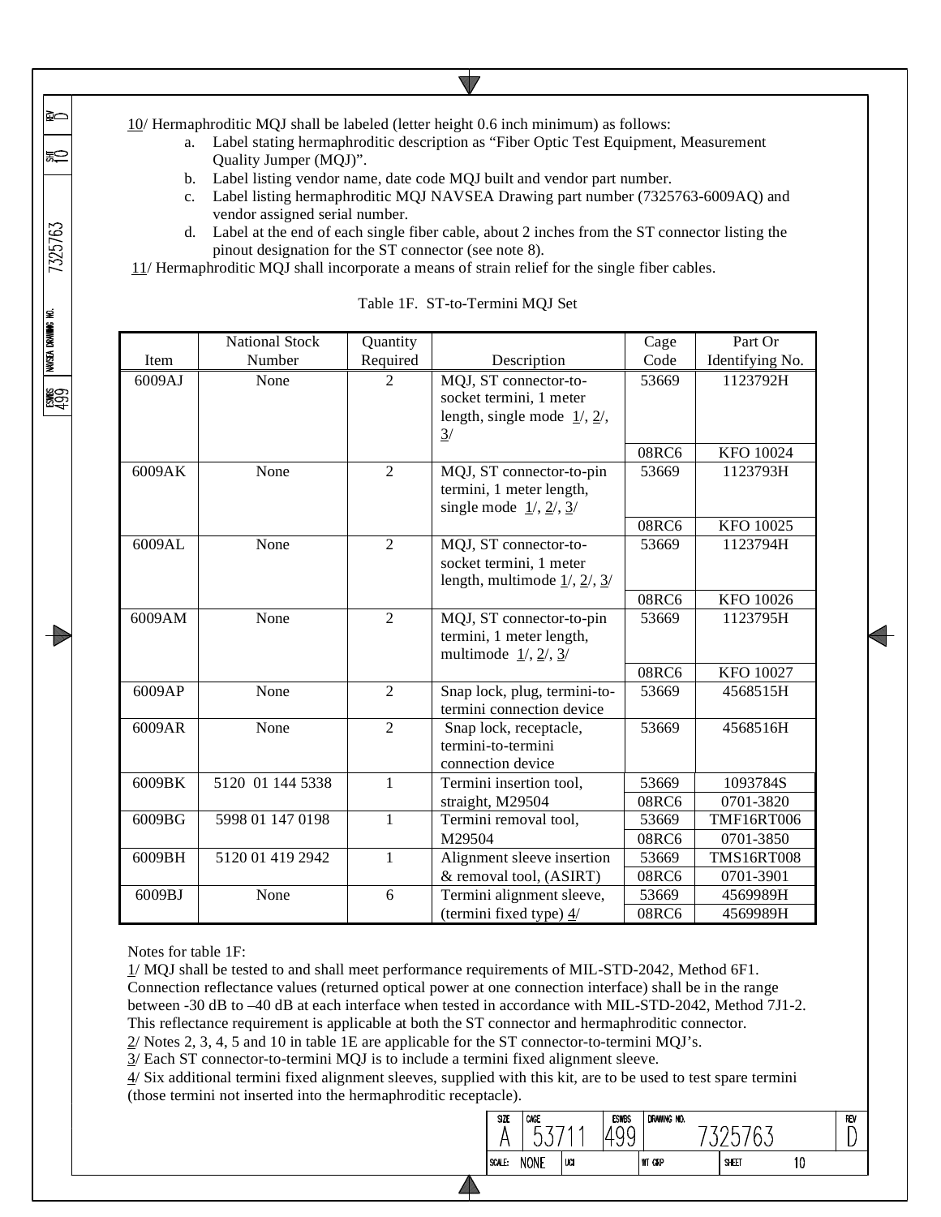10/ Hermaphroditic MQJ shall be labeled (letter height 0.6 inch minimum) as follows:

a. Label stating hermaphroditic description as "Fiber Optic Test Equipment, Measurement Quality Jumper (MQJ)".
b. Label listing vendor name, date code MQJ built and vendor part number.
c. Label listing hermaphroditic MQJ NAVSEA Drawing part number (7325763-6009AQ) and vendor assigned serial number.
d. Label at the end of each single fiber cable, about 2 inches from the ST connector listing the pinout designation for the ST connector (see note 8).

11/ Hermaphroditic MQJ shall incorporate a means of strain relief for the single fiber cables.

Table 1F. ST-to-Termini MQJ Set

| Item | National Stock Number | Quantity Required | Description | Cage Code | Part Or Identifying No. |
|---|---|---|---|---|---|
| 6009AJ | None | 2 | MQJ, ST connector-to-socket termini, 1 meter length, single mode 1/, 2/, 3/ | 53669 | 1123792H |
| | | | | 08RC6 | KFO 10024 |
| 6009AK | None | 2 | MQJ, ST connector-to-pin termini, 1 meter length, single mode 1/, 2/, 3/ | 53669 | 1123793H |
| | | | | 08RC6 | KFO 10025 |
| 6009AL | None | 2 | MQJ, ST connector-to-socket termini, 1 meter length, multimode 1/, 2/, 3/ | 53669 | 1123794H |
| | | | | 08RC6 | KFO 10026 |
| 6009AM | None | 2 | MQJ, ST connector-to-pin termini, 1 meter length, multimode 1/, 2/, 3/ | 53669 | 1123795H |
| | | | | 08RC6 | KFO 10027 |
| 6009AP | None | 2 | Snap lock, plug, termini-to-termini connection device | 53669 | 4568515H |
| 6009AR | None | 2 | Snap lock, receptacle, termini-to-termini connection device | 53669 | 4568516H |
| 6009BK | 5120 01 144 5338 | 1 | Termini insertion tool, straight, M29504 | 53669 | 1093784S |
| | | | | 08RC6 | 0701-3820 |
| 6009BG | 5998 01 147 0198 | 1 | Termini removal tool, M29504 | 53669 | TMF16RT006 |
| | | | | 08RC6 | 0701-3850 |
| 6009BH | 5120 01 419 2942 | 1 | Alignment sleeve insertion & removal tool, (ASIRT) | 53669 | TMS16RT008 |
| | | | | 08RC6 | 0701-3901 |
| 6009BJ | None | 6 | Termini alignment sleeve, (termini fixed type) 4/ | 53669 | 4569989H |
| | | | | 08RC6 | 4569989H |

Notes for table 1F:

1/ MQJ shall be tested to and shall meet performance requirements of MIL-STD-2042, Method 6F1. Connection reflectance values (returned optical power at one connection interface) shall be in the range between -30 dB to –40 dB at each interface when tested in accordance with MIL-STD-2042, Method 7J1-2. This reflectance requirement is applicable at both the ST connector and hermaphroditic connector.

2/ Notes 2, 3, 4, 5 and 10 in table 1E are applicable for the ST connector-to-termini MQJ's.

3/ Each ST connector-to-termini MQJ is to include a termini fixed alignment sleeve.

4/ Six additional termini fixed alignment sleeves, supplied with this kit, are to be used to test spare termini (those termini not inserted into the hermaphroditic receptacle).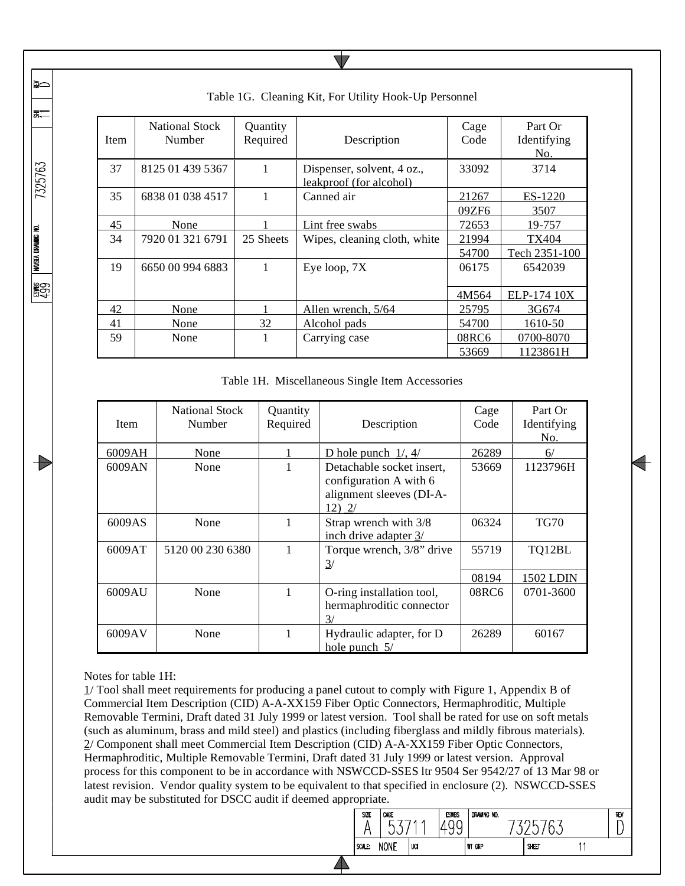Table 1G. Cleaning Kit, For Utility Hook-Up Personnel

| Item | National Stock Number | Quantity Required | Description | Cage Code | Part Or Identifying No. |
|---|---|---|---|---|---|
| 37 | 8125 01 439 5367 | 1 | Dispenser, solvent, 4 oz., leakproof (for alcohol) | 33092 | 3714 |
| 35 | 6838 01 038 4517 | 1 | Canned air | 21267 | ES-1220 |
| | | | | 09ZF6 | 3507 |
| 45 | None | 1 | Lint free swabs | 72653 | 19-757 |
| 34 | 7920 01 321 6791 | 25 Sheets | Wipes, cleaning cloth, white | 21994 | TX404 |
| | | | | 54700 | Tech 2351-100 |
| 19 | 6650 00 994 6883 | 1 | Eye loop, 7X | 06175 | 6542039 |
| | | | | 4M564 | ELP-174 10X |
| 42 | None | 1 | Allen wrench, 5/64 | 25795 | 3G674 |
| 41 | None | 32 | Alcohol pads | 54700 | 1610-50 |
| 59 | None | 1 | Carrying case | 08RC6 | 0700-8070 |
| | | | | 53669 | 1123861H |

Table 1H. Miscellaneous Single Item Accessories

| Item | National Stock Number | Quantity Required | Description | Cage Code | Part Or Identifying No. |
|---|---|---|---|---|---|
| 6009AH | None | 1 | D hole punch 1/, 4/ | 26289 | 6/ |
| 6009AN | None | 1 | Detachable socket insert, configuration A with 6 alignment sleeves (DI-A-12) 2/ | 53669 | 1123796H |
| 6009AS | None | 1 | Strap wrench with 3/8 inch drive adapter 3/ | 06324 | TG70 |
| 6009AT | 5120 00 230 6380 | 1 | Torque wrench, 3/8" drive 3/ | 55719 | TQ12BL |
| | | | | 08194 | 1502 LDIN |
| 6009AU | None | 1 | O-ring installation tool, hermaphroditic connector 3/ | 08RC6 | 0701-3600 |
| 6009AV | None | 1 | Hydraulic adapter, for D hole punch 5/ | 26289 | 60167 |

Notes for table 1H:

1/ Tool shall meet requirements for producing a panel cutout to comply with Figure 1, Appendix B of Commercial Item Description (CID) A-A-XX159 Fiber Optic Connectors, Hermaphroditic, Multiple Removable Termini, Draft dated 31 July 1999 or latest version. Tool shall be rated for use on soft metals (such as aluminum, brass and mild steel) and plastics (including fiberglass and mildly fibrous materials).

2/ Component shall meet Commercial Item Description (CID) A-A-XX159 Fiber Optic Connectors, Hermaphroditic, Multiple Removable Termini, Draft dated 31 July 1999 or latest version. Approval process for this component to be in accordance with NSWCCD-SSES ltr 9504 Ser 9542/27 of 13 Mar 98 or latest revision. Vendor quality system to be equivalent to that specified in enclosure (2). NSWCCD-SSES audit may be substituted for DSCC audit if deemed appropriate.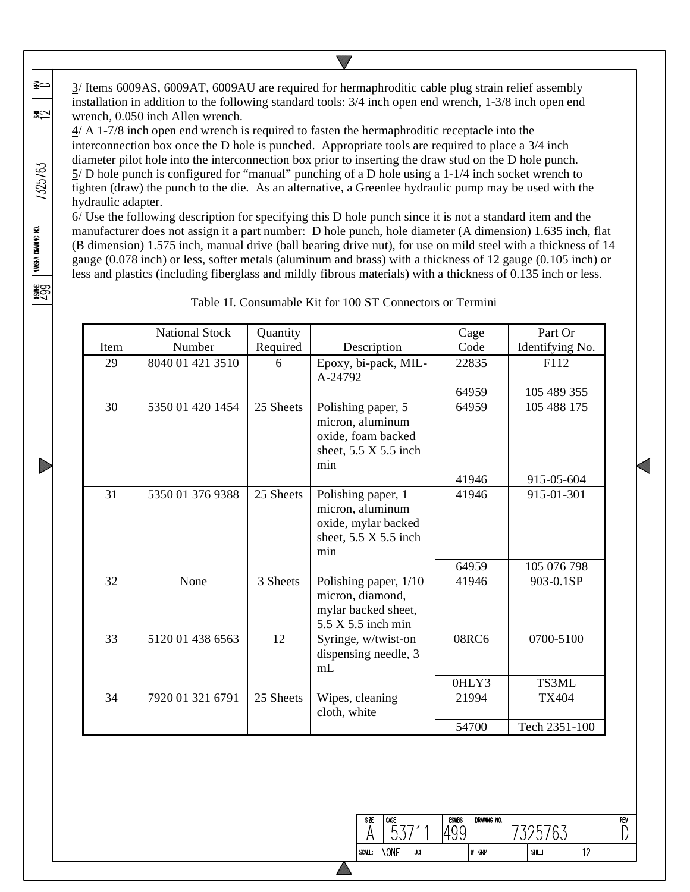3/ Items 6009AS, 6009AT, 6009AU are required for hermaphroditic cable plug strain relief assembly installation in addition to the following standard tools: 3/4 inch open end wrench, 1-3/8 inch open end wrench, 0.050 inch Allen wrench.

4/ A 1-7/8 inch open end wrench is required to fasten the hermaphroditic receptacle into the interconnection box once the D hole is punched. Appropriate tools are required to place a 3/4 inch diameter pilot hole into the interconnection box prior to inserting the draw stud on the D hole punch.

5/ D hole punch is configured for "manual" punching of a D hole using a 1-1/4 inch socket wrench to tighten (draw) the punch to the die. As an alternative, a Greenlee hydraulic pump may be used with the hydraulic adapter.

6/ Use the following description for specifying this D hole punch since it is not a standard item and the manufacturer does not assign it a part number: D hole punch, hole diameter (A dimension) 1.635 inch, flat (B dimension) 1.575 inch, manual drive (ball bearing drive nut), for use on mild steel with a thickness of 14 gauge (0.078 inch) or less, softer metals (aluminum and brass) with a thickness of 12 gauge (0.105 inch) or less and plastics (including fiberglass and mildly fibrous materials) with a thickness of 0.135 inch or less.

Table 1I. Consumable Kit for 100 ST Connectors or Termini

| Item | National Stock Number | Quantity Required | Description | Cage Code | Part Or Identifying No. |
|---|---|---|---|---|---|
| 29 | 8040 01 421 3510 | 6 | Epoxy, bi-pack, MIL-A-24792 | 22835 | F112 |
| | | | | 64959 | 105 489 355 |
| 30 | 5350 01 420 1454 | 25 Sheets | Polishing paper, 5 micron, aluminum oxide, foam backed sheet, 5.5 X 5.5 inch min | 64959 | 105 488 175 |
| | | | | 41946 | 915-05-604 |
| 31 | 5350 01 376 9388 | 25 Sheets | Polishing paper, 1 micron, aluminum oxide, mylar backed sheet, 5.5 X 5.5 inch min | 41946 | 915-01-301 |
| | | | | 64959 | 105 076 798 |
| 32 | None | 3 Sheets | Polishing paper, 1/10 micron, diamond, mylar backed sheet, 5.5 X 5.5 inch min | 41946 | 903-0.1SP |
| 33 | 5120 01 438 6563 | 12 | Syringe, w/twist-on dispensing needle, 3 mL | 08RC6 | 0700-5100 |
| | | | | 0HLY3 | TS3ML |
| 34 | 7920 01 321 6791 | 25 Sheets | Wipes, cleaning cloth, white | 21994 | TX404 |
| | | | | 54700 | Tech 2351-100 |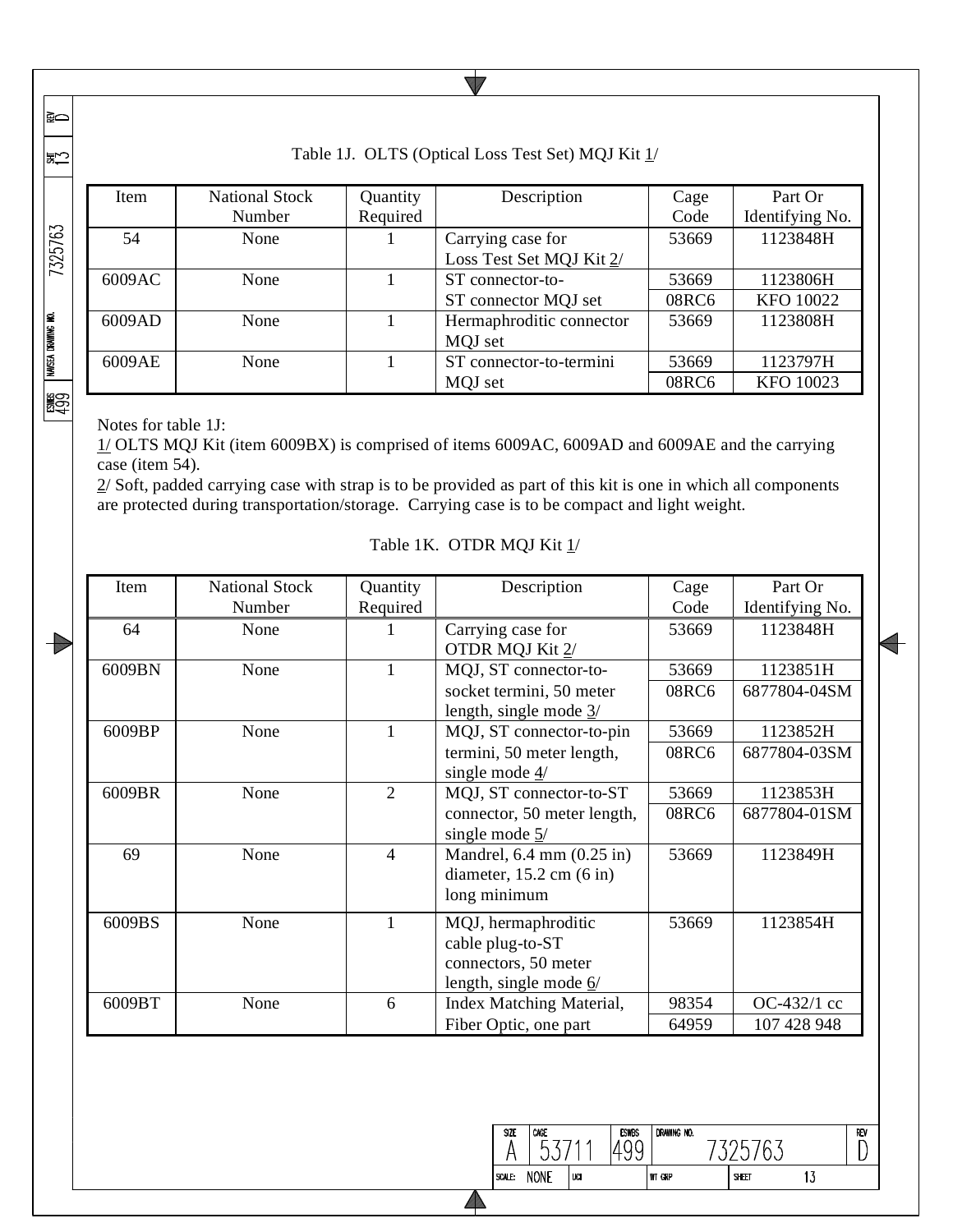Table 1J. OLTS (Optical Loss Test Set) MQJ Kit 1/

| Item | National Stock Number | Quantity Required | Description | Cage Code | Part Or Identifying No. |
|---|---|---|---|---|---|
| 54 | None | 1 | Carrying case for Loss Test Set MQJ Kit 2/ | 53669 | 1123848H |
| 6009AC | None | 1 | ST connector-to-ST connector MQJ set | 53669 | 1123806H |
| | | | | 08RC6 | KFO 10022 |
| 6009AD | None | 1 | Hermaphroditic connector MQJ set | 53669 | 1123808H |
| 6009AE | None | 1 | ST connector-to-termini MQJ set | 53669 | 1123797H |
| | | | | 08RC6 | KFO 10023 |

Notes for table 1J:
1/ OLTS MQJ Kit (item 6009BX) is comprised of items 6009AC, 6009AD and 6009AE and the carrying case (item 54).
2/ Soft, padded carrying case with strap is to be provided as part of this kit is one in which all components are protected during transportation/storage. Carrying case is to be compact and light weight.

Table 1K. OTDR MQJ Kit 1/

| Item | National Stock Number | Quantity Required | Description | Cage Code | Part Or Identifying No. |
|---|---|---|---|---|---|
| 64 | None | 1 | Carrying case for OTDR MQJ Kit 2/ | 53669 | 1123848H |
| 6009BN | None | 1 | MQJ, ST connector-to-socket termini, 50 meter length, single mode 3/ | 53669 | 1123851H |
| | | | | 08RC6 | 6877804-04SM |
| 6009BP | None | 1 | MQJ, ST connector-to-pin termini, 50 meter length, single mode 4/ | 53669 | 1123852H |
| | | | | 08RC6 | 6877804-03SM |
| 6009BR | None | 2 | MQJ, ST connector-to-ST connector, 50 meter length, single mode 5/ | 53669 | 1123853H |
| | | | | 08RC6 | 6877804-01SM |
| 69 | None | 4 | Mandrel, 6.4 mm (0.25 in) diameter, 15.2 cm (6 in) long minimum | 53669 | 1123849H |
| 6009BS | None | 1 | MQJ, hermaphroditic cable plug-to-ST connectors, 50 meter length, single mode 6/ | 53669 | 1123854H |
| 6009BT | None | 6 | Index Matching Material, Fiber Optic, one part | 98354 | OC-432/1 cc |
| | | | | 64959 | 107 428 948 |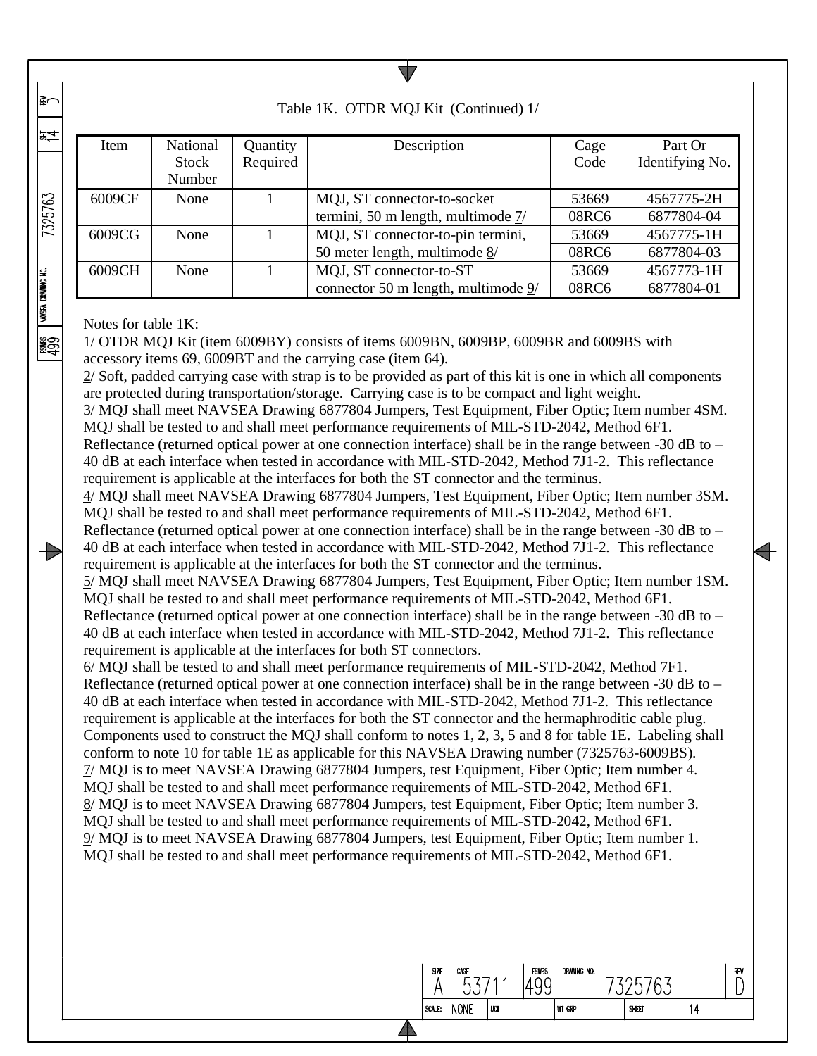Table 1K. OTDR MQJ Kit (Continued) 1/

| Item | National Stock Number | Quantity Required | Description | Cage Code | Part Or Identifying No. |
|---|---|---|---|---|---|
| 6009CF | None | 1 | MQJ, ST connector-to-socket termini, 50 m length, multimode 7/ | 53669 | 4567775-2H |
| | | | | 08RC6 | 6877804-04 |
| 6009CG | None | 1 | MQJ, ST connector-to-pin termini, 50 meter length, multimode 8/ | 53669 | 4567775-1H |
| | | | | 08RC6 | 6877804-03 |
| 6009CH | None | 1 | MQJ, ST connector-to-ST connector 50 m length, multimode 9/ | 53669 | 4567773-1H |
| | | | | 08RC6 | 6877804-01 |

Notes for table 1K:

1/ OTDR MQJ Kit (item 6009BY) consists of items 6009BN, 6009BP, 6009BR and 6009BS with accessory items 69, 6009BT and the carrying case (item 64).

2/ Soft, padded carrying case with strap is to be provided as part of this kit is one in which all components are protected during transportation/storage. Carrying case is to be compact and light weight.

3/ MQJ shall meet NAVSEA Drawing 6877804 Jumpers, Test Equipment, Fiber Optic; Item number 4SM. MQJ shall be tested to and shall meet performance requirements of MIL-STD-2042, Method 6F1. Reflectance (returned optical power at one connection interface) shall be in the range between -30 dB to –40 dB at each interface when tested in accordance with MIL-STD-2042, Method 7J1-2. This reflectance requirement is applicable at the interfaces for both the ST connector and the terminus.

4/ MQJ shall meet NAVSEA Drawing 6877804 Jumpers, Test Equipment, Fiber Optic; Item number 3SM. MQJ shall be tested to and shall meet performance requirements of MIL-STD-2042, Method 6F1. Reflectance (returned optical power at one connection interface) shall be in the range between -30 dB to –40 dB at each interface when tested in accordance with MIL-STD-2042, Method 7J1-2. This reflectance requirement is applicable at the interfaces for both the ST connector and the terminus.

5/ MQJ shall meet NAVSEA Drawing 6877804 Jumpers, Test Equipment, Fiber Optic; Item number 1SM. MQJ shall be tested to and shall meet performance requirements of MIL-STD-2042, Method 6F1. Reflectance (returned optical power at one connection interface) shall be in the range between -30 dB to –40 dB at each interface when tested in accordance with MIL-STD-2042, Method 7J1-2. This reflectance requirement is applicable at the interfaces for both ST connectors.

6/ MQJ shall be tested to and shall meet performance requirements of MIL-STD-2042, Method 7F1. Reflectance (returned optical power at one connection interface) shall be in the range between -30 dB to –40 dB at each interface when tested in accordance with MIL-STD-2042, Method 7J1-2. This reflectance requirement is applicable at the interfaces for both the ST connector and the hermaphroditic cable plug. Components used to construct the MQJ shall conform to notes 1, 2, 3, 5 and 8 for table 1E. Labeling shall conform to note 10 for table 1E as applicable for this NAVSEA Drawing number (7325763-6009BS).

7/ MQJ is to meet NAVSEA Drawing 6877804 Jumpers, test Equipment, Fiber Optic; Item number 4. MQJ shall be tested to and shall meet performance requirements of MIL-STD-2042, Method 6F1.

8/ MQJ is to meet NAVSEA Drawing 6877804 Jumpers, test Equipment, Fiber Optic; Item number 3. MQJ shall be tested to and shall meet performance requirements of MIL-STD-2042, Method 6F1.

9/ MQJ is to meet NAVSEA Drawing 6877804 Jumpers, test Equipment, Fiber Optic; Item number 1. MQJ shall be tested to and shall meet performance requirements of MIL-STD-2042, Method 6F1.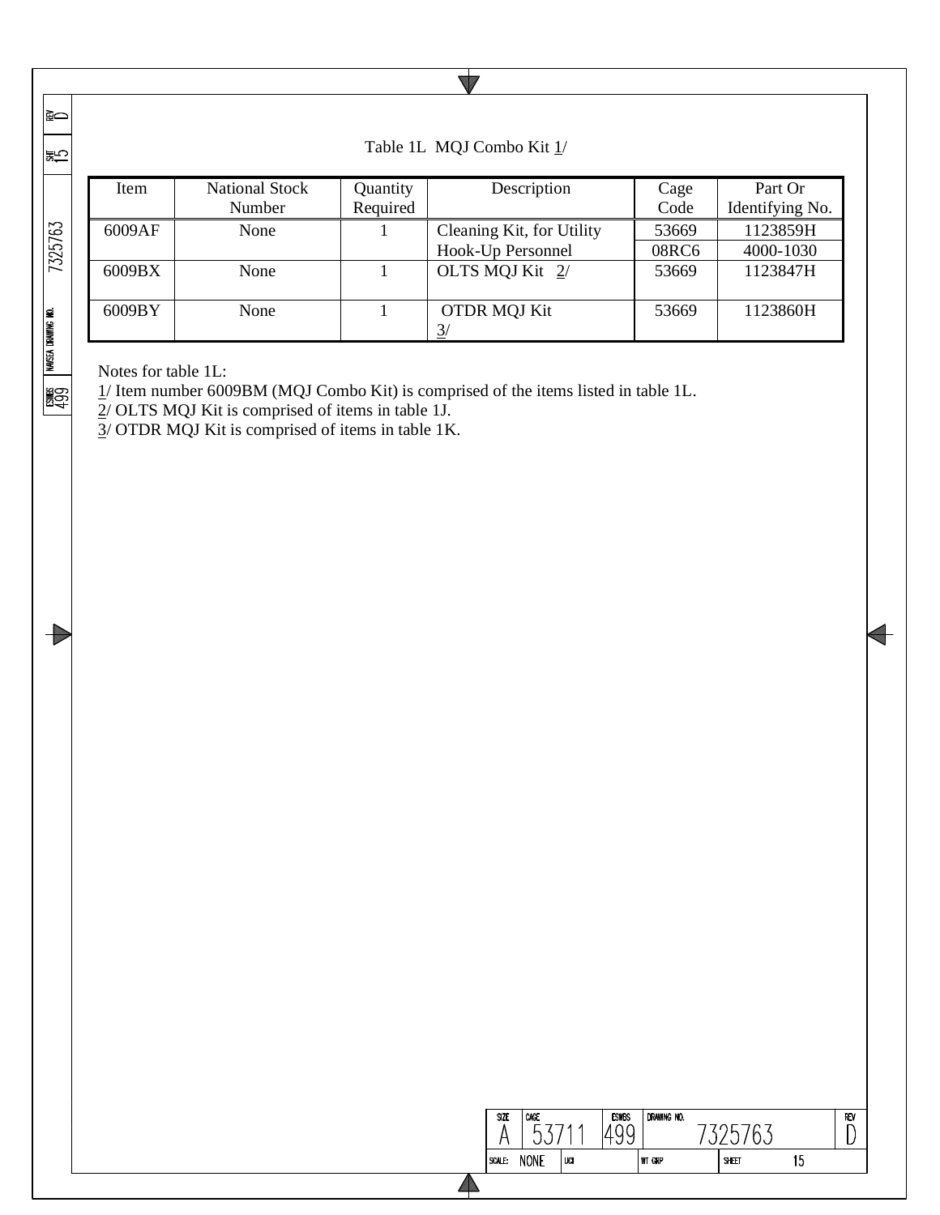Table 1L MQJ Combo Kit 1/

| Item | National Stock Number | Quantity Required | Description | Cage Code | Part Or Identifying No. |
|---|---|---|---|---|---|
| 6009AF | None | 1 | Cleaning Kit, for Utility Hook-Up Personnel | 53669<br>08RC6 | 1123859H<br>4000-1030 |
| 6009BX | None | 1 | OLTS MQJ Kit 2/ | 53669 | 1123847H |
| 6009BY | None | 1 | OTDR MQJ Kit 3/ | 53669 | 1123860H |

Notes for table 1L:
1/ Item number 6009BM (MQJ Combo Kit) is comprised of the items listed in table 1L.
2/ OLTS MQJ Kit is comprised of items in table 1J.
3/ OTDR MQJ Kit is comprised of items in table 1K.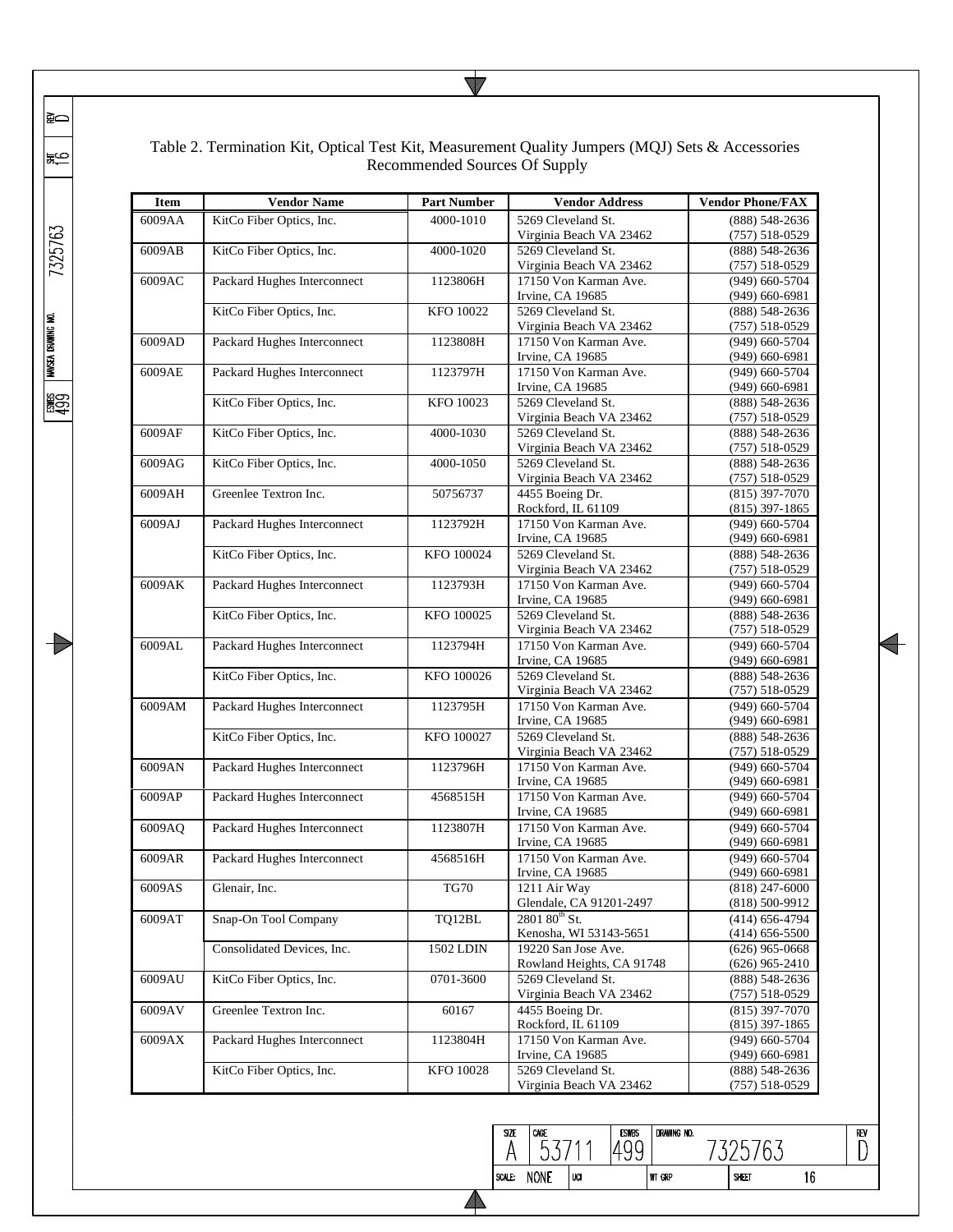Table 2. Termination Kit, Optical Test Kit, Measurement Quality Jumpers (MQJ) Sets & Accessories
Recommended Sources Of Supply

| Item | Vendor Name | Part Number | Vendor Address | Vendor Phone/FAX |
|---|---|---|---|---|
| 6009AA | KitCo Fiber Optics, Inc. | 4000-1010 | 5269 Cleveland St. Virginia Beach VA 23462 | (888) 548-2636 (757) 518-0529 |
| 6009AB | KitCo Fiber Optics, Inc. | 4000-1020 | 5269 Cleveland St. Virginia Beach VA 23462 | (888) 548-2636 (757) 518-0529 |
| 6009AC | Packard Hughes Interconnect | 1123806H | 17150 Von Karman Ave. Irvine, CA 19685 | (949) 660-5704 (949) 660-6981 |
| | KitCo Fiber Optics, Inc. | KFO 10022 | 5269 Cleveland St. Virginia Beach VA 23462 | (888) 548-2636 (757) 518-0529 |
| 6009AD | Packard Hughes Interconnect | 1123808H | 17150 Von Karman Ave. Irvine, CA 19685 | (949) 660-5704 (949) 660-6981 |
| 6009AE | Packard Hughes Interconnect | 1123797H | 17150 Von Karman Ave. Irvine, CA 19685 | (949) 660-5704 (949) 660-6981 |
| | KitCo Fiber Optics, Inc. | KFO 10023 | 5269 Cleveland St. Virginia Beach VA 23462 | (888) 548-2636 (757) 518-0529 |
| 6009AF | KitCo Fiber Optics, Inc. | 4000-1030 | 5269 Cleveland St. Virginia Beach VA 23462 | (888) 548-2636 (757) 518-0529 |
| 6009AG | KitCo Fiber Optics, Inc. | 4000-1050 | 5269 Cleveland St. Virginia Beach VA 23462 | (888) 548-2636 (757) 518-0529 |
| 6009AH | Greenlee Textron Inc. | 50756737 | 4455 Boeing Dr. Rockford, IL 61109 | (815) 397-7070 (815) 397-1865 |
| 6009AJ | Packard Hughes Interconnect | 1123792H | 17150 Von Karman Ave. Irvine, CA 19685 | (949) 660-5704 (949) 660-6981 |
| | KitCo Fiber Optics, Inc. | KFO 100024 | 5269 Cleveland St. Virginia Beach VA 23462 | (888) 548-2636 (757) 518-0529 |
| 6009AK | Packard Hughes Interconnect | 1123793H | 17150 Von Karman Ave. Irvine, CA 19685 | (949) 660-5704 (949) 660-6981 |
| | KitCo Fiber Optics, Inc. | KFO 100025 | 5269 Cleveland St. Virginia Beach VA 23462 | (888) 548-2636 (757) 518-0529 |
| 6009AL | Packard Hughes Interconnect | 1123794H | 17150 Von Karman Ave. Irvine, CA 19685 | (949) 660-5704 (949) 660-6981 |
| | KitCo Fiber Optics, Inc. | KFO 100026 | 5269 Cleveland St. Virginia Beach VA 23462 | (888) 548-2636 (757) 518-0529 |
| 6009AM | Packard Hughes Interconnect | 1123795H | 17150 Von Karman Ave. Irvine, CA 19685 | (949) 660-5704 (949) 660-6981 |
| | KitCo Fiber Optics, Inc. | KFO 100027 | 5269 Cleveland St. Virginia Beach VA 23462 | (888) 548-2636 (757) 518-0529 |
| 6009AN | Packard Hughes Interconnect | 1123796H | 17150 Von Karman Ave. Irvine, CA 19685 | (949) 660-5704 (949) 660-6981 |
| 6009AP | Packard Hughes Interconnect | 4568515H | 17150 Von Karman Ave. Irvine, CA 19685 | (949) 660-5704 (949) 660-6981 |
| 6009AQ | Packard Hughes Interconnect | 1123807H | 17150 Von Karman Ave. Irvine, CA 19685 | (949) 660-5704 (949) 660-6981 |
| 6009AR | Packard Hughes Interconnect | 4568516H | 17150 Von Karman Ave. Irvine, CA 19685 | (949) 660-5704 (949) 660-6981 |
| 6009AS | Glenair, Inc. | TG70 | 1211 Air Way Glendale, CA 91201-2497 | (818) 247-6000 (818) 500-9912 |
| 6009AT | Snap-On Tool Company | TQ12BL | 2801 80th St. Kenosha, WI 53143-5651 | (414) 656-4794 (414) 656-5500 |
| | Consolidated Devices, Inc. | 1502 LDIN | 19220 San Jose Ave. Rowland Heights, CA 91748 | (626) 965-0668 (626) 965-2410 |
| 6009AU | KitCo Fiber Optics, Inc. | 0701-3600 | 5269 Cleveland St. Virginia Beach VA 23462 | (888) 548-2636 (757) 518-0529 |
| 6009AV | Greenlee Textron Inc. | 60167 | 4455 Boeing Dr. Rockford, IL 61109 | (815) 397-7070 (815) 397-1865 |
| 6009AX | Packard Hughes Interconnect | 1123804H | 17150 Von Karman Ave. Irvine, CA 19685 | (949) 660-5704 (949) 660-6981 |
| | KitCo Fiber Optics, Inc. | KFO 10028 | 5269 Cleveland St. Virginia Beach VA 23462 | (888) 548-2636 (757) 518-0529 |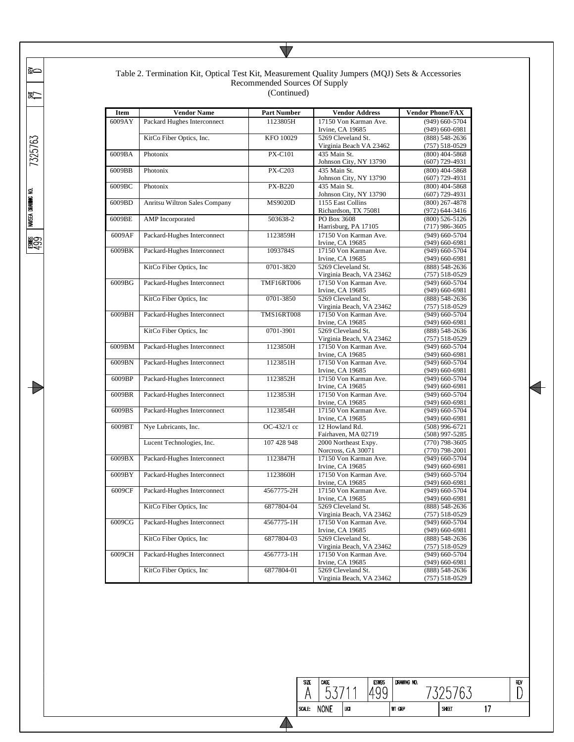Table 2. Termination Kit, Optical Test Kit, Measurement Quality Jumpers (MQJ) Sets & Accessories
Recommended Sources Of Supply
(Continued)

| Item | Vendor Name | Part Number | Vendor Address | Vendor Phone/FAX |
|---|---|---|---|---|
| 6009AY | Packard Hughes Interconnect | 1123805H | 17150 Von Karman Ave. Irvine, CA 19685 | (949) 660-5704 (949) 660-6981 |
| | KitCo Fiber Optics, Inc. | KFO 10029 | 5269 Cleveland St. Virginia Beach VA 23462 | (888) 548-2636 (757) 518-0529 |
| 6009BA | Photonix | PX-C101 | 435 Main St. Johnson City, NY 13790 | (800) 404-5868 (607) 729-4931 |
| 6009BB | Photonix | PX-C203 | 435 Main St. Johnson City, NY 13790 | (800) 404-5868 (607) 729-4931 |
| 6009BC | Photonix | PX-B220 | 435 Main St. Johnson City, NY 13790 | (800) 404-5868 (607) 729-4931 |
| 6009BD | Anritsu Wiltron Sales Company | MS9020D | 1155 East Collins Richardson, TX 75081 | (800) 267-4878 (972) 644-3416 |
| 6009BE | AMP Incorporated | 503638-2 | PO Box 3608 Harrisburg, PA 17105 | (800) 526-5126 (717) 986-3605 |
| 6009AF | Packard-Hughes Interconnect | 1123859H | 17150 Von Karman Ave. Irvine, CA 19685 | (949) 660-5704 (949) 660-6981 |
| 6009BK | Packard-Hughes Interconnect | 1093784S | 17150 Von Karman Ave. Irvine, CA 19685 | (949) 660-5704 (949) 660-6981 |
| | KitCo Fiber Optics, Inc | 0701-3820 | 5269 Cleveland St. Virginia Beach, VA 23462 | (888) 548-2636 (757) 518-0529 |
| 6009BG | Packard-Hughes Interconnect | TMF16RT006 | 17150 Von Karman Ave. Irvine, CA 19685 | (949) 660-5704 (949) 660-6981 |
| | KitCo Fiber Optics, Inc | 0701-3850 | 5269 Cleveland St. Virginia Beach, VA 23462 | (888) 548-2636 (757) 518-0529 |
| 6009BH | Packard-Hughes Interconnect | TMS16RT008 | 17150 Von Karman Ave. Irvine, CA 19685 | (949) 660-5704 (949) 660-6981 |
| | KitCo Fiber Optics, Inc | 0701-3901 | 5269 Cleveland St. Virginia Beach, VA 23462 | (888) 548-2636 (757) 518-0529 |
| 6009BM | Packard-Hughes Interconnect | 1123850H | 17150 Von Karman Ave. Irvine, CA 19685 | (949) 660-5704 (949) 660-6981 |
| 6009BN | Packard-Hughes Interconnect | 1123851H | 17150 Von Karman Ave. Irvine, CA 19685 | (949) 660-5704 (949) 660-6981 |
| 6009BP | Packard-Hughes Interconnect | 1123852H | 17150 Von Karman Ave. Irvine, CA 19685 | (949) 660-5704 (949) 660-6981 |
| 6009BR | Packard-Hughes Interconnect | 1123853H | 17150 Von Karman Ave. Irvine, CA 19685 | (949) 660-5704 (949) 660-6981 |
| 6009BS | Packard-Hughes Interconnect | 1123854H | 17150 Von Karman Ave. Irvine, CA 19685 | (949) 660-5704 (949) 660-6981 |
| 6009BT | Nye Lubricants, Inc. | OC-432/1 cc | 12 Howland Rd. Fairhaven, MA 02719 | (508) 996-6721 (508) 997-5285 |
| | Lucent Technologies, Inc. | 107 428 948 | 2000 Northeast Expy. Norcross, GA 30071 | (770) 798-3605 (770) 798-2001 |
| 6009BX | Packard-Hughes Interconnect | 1123847H | 17150 Von Karman Ave. Irvine, CA 19685 | (949) 660-5704 (949) 660-6981 |
| 6009BY | Packard-Hughes Interconnect | 1123860H | 17150 Von Karman Ave. Irvine, CA 19685 | (949) 660-5704 (949) 660-6981 |
| 6009CF | Packard-Hughes Interconnect | 4567775-2H | 17150 Von Karman Ave. Irvine, CA 19685 | (949) 660-5704 (949) 660-6981 |
| | KitCo Fiber Optics, Inc | 6877804-04 | 5269 Cleveland St. Virginia Beach, VA 23462 | (888) 548-2636 (757) 518-0529 |
| 6009CG | Packard-Hughes Interconnect | 4567775-1H | 17150 Von Karman Ave. Irvine, CA 19685 | (949) 660-5704 (949) 660-6981 |
| | KitCo Fiber Optics, Inc | 6877804-03 | 5269 Cleveland St. Virginia Beach, VA 23462 | (888) 548-2636 (757) 518-0529 |
| 6009CH | Packard-Hughes Interconnect | 4567773-1H | 17150 Von Karman Ave. Irvine, CA 19685 | (949) 660-5704 (949) 660-6981 |
| | KitCo Fiber Optics, Inc | 6877804-01 | 5269 Cleveland St. Virginia Beach, VA 23462 | (888) 548-2636 (757) 518-0529 |